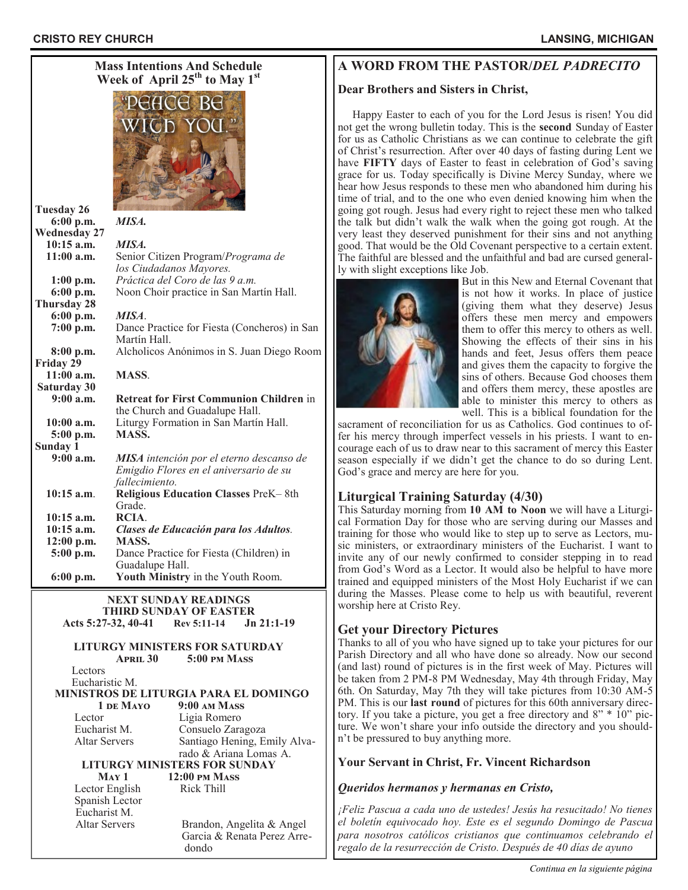## Mass Intentions And Schedule
### Week of April 25th to May 1st

**Tuesday 26**
- **6:00 p.m.** *MISA.*

**Wednesday 27**
- **10:15 a.m.** *MISA.*
- **11:00 a.m.** Senior Citizen Program/*Programa de los Ciudadanos Mayores.*
- **1:00 p.m.** *Práctica del Coro de las 9 a.m.*
- **6:00 p.m.** Noon Choir practice in San Martín Hall.

**Thursday 28**
- **6:00 p.m.** *MISA*.
- **7:00 p.m.** Dance Practice for Fiesta (Concheros) in San Martín Hall.
- **8:00 p.m.** Alcholicos Anónimos in S. Juan Diego Room

**Friday 29**
- **11:00 a.m.** **MASS**.

**Saturday 30**
- **9:00 a.m.** **Retreat for First Communion Children** in the Church and Guadalupe Hall.
- **10:00 a.m.** Liturgy Formation in San Martín Hall.
- **5:00 p.m.** **MASS.**

**Sunday 1**
- **9:00 a.m.** ***MISA*** *intención por el eterno descanso de Emigdio Flores en el aniversario de su fallecimiento.*
- **10:15 a.m**. **Religious Education Classes** PreK– 8th Grade.
- **10:15 a.m.** **RCIA**.
- **10:15 a.m.** ***Clases de Educación para los Adultos.***
- **12:00 p.m.** **MASS.**
- **5:00 p.m.** Dance Practice for Fiesta (Children) in Guadalupe Hall.
- **6:00 p.m.** **Youth Ministry** in the Youth Room.

### NEXT SUNDAY READINGS
### THIRD SUNDAY OF EASTER
**Acts 5:27-32, 40-41 Rev 5:11-14 Jn 21:1-19**

### LITURGY MINISTERS FOR SATURDAY
**April 30 5:00 pm Mass**

Lectors

Eucharistic M.

### MINISTROS DE LITURGIA PARA EL DOMINGO
**1 de Mayo 9:00 am Mass**

| | |
|---|---|
| Lector | Ligia Romero |
| Eucharist M. | Consuelo Zaragoza |
| Altar Servers | Santiago Hening, Emily Alvarado & Ariana Lomas A. |

### LITURGY MINISTERS FOR SUNDAY
**May 1 12:00 pm Mass**

| | |
|---|---|
| Lector English | Rick Thill |
| Spanish Lector | |
| Eucharist M. | |
| Altar Servers | Brandon, Angelita & Angel Garcia & Renata Perez Arredondo |

## A WORD FROM THE PASTOR/*DEL PADRECITO*

**Dear Brothers and Sisters in Christ,**

Happy Easter to each of you for the Lord Jesus is risen! You did not get the wrong bulletin today. This is the **second** Sunday of Easter for us as Catholic Christians as we can continue to celebrate the gift of Christ's resurrection. After over 40 days of fasting during Lent we have **FIFTY** days of Easter to feast in celebration of God's saving grace for us. Today specifically is Divine Mercy Sunday, where we hear how Jesus responds to these men who abandoned him during his time of trial, and to the one who even denied knowing him when the going got rough. Jesus had every right to reject these men who talked the talk but didn't walk the walk when the going got rough. At the very least they deserved punishment for their sins and not anything good. That would be the Old Covenant perspective to a certain extent. The faithful are blessed and the unfaithful and bad are cursed generally with slight exceptions like Job.

But in this New and Eternal Covenant that is not how it works. In place of justice (giving them what they deserve) Jesus offers these men mercy and empowers them to offer this mercy to others as well. Showing the effects of their sins in his hands and feet, Jesus offers them peace and gives them the capacity to forgive the sins of others. Because God chooses them and offers them mercy, these apostles are able to minister this mercy to others as well. This is a biblical foundation for the sacrament of reconciliation for us as Catholics. God continues to offer his mercy through imperfect vessels in his priests. I want to encourage each of us to draw near to this sacrament of mercy this Easter season especially if we didn't get the chance to do so during Lent. God's grace and mercy are here for you.

### Liturgical Training Saturday (4/30)

This Saturday morning from **10 AM to Noon** we will have a Liturgical Formation Day for those who are serving during our Masses and training for those who would like to step up to serve as Lectors, music ministers, or extraordinary ministers of the Eucharist. I want to invite any of our newly confirmed to consider stepping in to read from God's Word as a Lector. It would also be helpful to have more trained and equipped ministers of the Most Holy Eucharist if we can during the Masses. Please come to help us with beautiful, reverent worship here at Cristo Rey.

### Get your Directory Pictures

Thanks to all of you who have signed up to take your pictures for our Parish Directory and all who have done so already. Now our second (and last) round of pictures is in the first week of May. Pictures will be taken from 2 PM-8 PM Wednesday, May 4th through Friday, May 6th. On Saturday, May 7th they will take pictures from 10:30 AM-5 PM. This is our **last round** of pictures for this 60th anniversary directory. If you take a picture, you get a free directory and 8" * 10" picture. We won't share your info outside the directory and you shouldn't be pressured to buy anything more.

**Your Servant in Christ, Fr. Vincent Richardson**

***Queridos hermanos y hermanas en Cristo,***

*¡Feliz Pascua a cada uno de ustedes! Jesús ha resucitado! No tienes el boletín equivocado hoy. Este es el segundo Domingo de Pascua para nosotros católicos cristianos que continuamos celebrando el regalo de la resurrección de Cristo. Después de 40 días de ayuno*

*Continua en la siguiente página*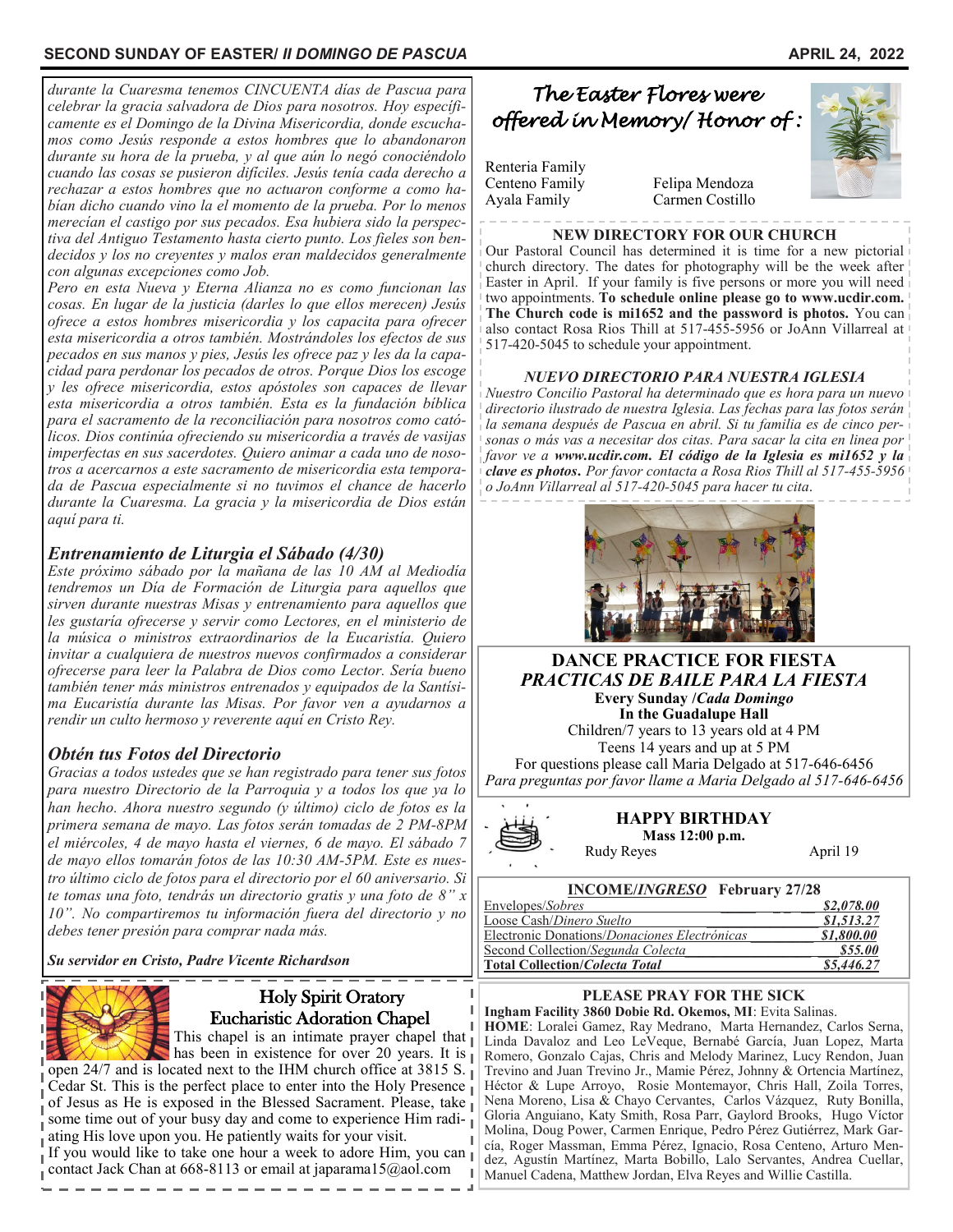durante la Cuaresma tenemos CINCUENTA días de Pascua para celebrar la gracia salvadora de Dios para nosotros. Hoy específicamente es el Domingo de la Divina Misericordia, donde escuchamos como Jesús responde a estos hombres que lo abandonaron durante su hora de la prueba, y al que aún lo negó conociéndolo cuando las cosas se pusieron difíciles. Jesús tenía cada derecho a rechazar a estos hombres que no actuaron conforme a como habían dicho cuando vino la el momento de la prueba. Por lo menos merecían el castigo por sus pecados. Esa hubiera sido la perspectiva del Antiguo Testamento hasta cierto punto. Los fieles son bendecidos y los no creyentes y malos eran maldecidos generalmente con algunas excepciones como Job.

*Pero en esta Nueva y Eterna Alianza no es como funcionan las cosas. En lugar de la justicia (darles lo que ellos merecen) Jesús ofrece a estos hombres misericordia y los capacita para ofrecer esta misericordia a otros también. Mostrándoles los efectos de sus pecados en sus manos y pies, Jesús les ofrece paz y les da la capacidad para perdonar los pecados de otros. Porque Dios los escoge y les ofrece misericordia, estos apóstoles son capaces de llevar esta misericordia a otros también. Esta es la fundación bíblica para el sacramento de la reconciliación para nosotros como católicos. Dios continúa ofreciendo su misericordia a través de vasijas imperfectas en sus sacerdotes. Quiero animar a cada uno de nosotros a acercarnos a este sacramento de misericordia esta temporada de Pascua especialmente si no tuvimos el chance de hacerlo durante la Cuaresma. La gracia y la misericordia de Dios están aquí para ti.*

## *Entrenamiento de Liturgia el Sábado (4/30)*

*Este próximo sábado por la mañana de las 10 AM al Mediodía tendremos un Día de Formación de Liturgia para aquellos que sirven durante nuestras Misas y entrenamiento para aquellos que les gustaría ofrecerse y servir como Lectores, en el ministerio de la música o ministros extraordinarios de la Eucaristía. Quiero invitar a cualquiera de nuestros nuevos confirmados a considerar ofrecerse para leer la Palabra de Dios como Lector. Sería bueno también tener más ministros entrenados y equipados de la Santisima Eucaristía durante las Misas. Por favor ven a ayudarnos a rendir un culto hermoso y reverente aquí en Cristo Rey.*

## *Obtén tus Fotos del Directorio*

*Gracias a todos ustedes que se han registrado para tener sus fotos para nuestro Directorio de la Parroquia y a todos los que ya lo han hecho. Ahora nuestro segundo (y último) ciclo de fotos es la primera semana de mayo. Las fotos serán tomadas de 2 PM-8PM el miércoles, 4 de mayo hasta el viernes, 6 de mayo. El sábado 7 de mayo ellos tomarán fotos de las 10:30 AM-5PM. Este es nuestro último ciclo de fotos para el directorio por el 60 aniversario. Si te tomas una foto, tendrás un directorio gratis y una foto de 8" x 10". No compartiremos tu información fuera del directorio y no debes tener presión para comprar nada más.*

***Su servidor en Cristo, Padre Vicente Richardson***

## Holy Spirit Oratory Eucharistic Adoration Chapel

This chapel is an intimate prayer chapel that has been in existence for over 20 years. It is open 24/7 and is located next to the IHM church office at 3815 S. Cedar St. This is the perfect place to enter into the Holy Presence of Jesus as He is exposed in the Blessed Sacrament. Please, take some time out of your busy day and come to experience Him radiating His love upon you. He patiently waits for your visit.

If you would like to take one hour a week to adore Him, you can contact Jack Chan at 668-8113 or email at japarama15@aol.com

## *The Easter Flores were offered in Memory/ Honor of :*

Renteria Family
Centeno Family
Ayala Family
Felipa Mendoza
Carmen Costillo

### NEW DIRECTORY FOR OUR CHURCH

Our Pastoral Council has determined it is time for a new pictorial church directory. The dates for photography will be the week after Easter in April. If your family is five persons or more you will need two appointments. **To schedule online please go to www.ucdir.com. The Church code is mi1652 and the password is photos.** You can also contact Rosa Rios Thill at 517-455-5956 or JoAnn Villarreal at 517-420-5045 to schedule your appointment.

### *NUEVO DIRECTORIO PARA NUESTRA IGLESIA*

*Nuestro Concilio Pastoral ha determinado que es hora para un nuevo directorio ilustrado de nuestra Iglesia. Las fechas para las fotos serán la semana después de Pascua en abril. Si tu familia es de cinco personas o más vas a necesitar dos citas. Para sacar la cita en línea por favor ve a **www.ucdir.com. El código de la Iglesia es mi1652 y la clave es photos.** Por favor contacta a Rosa Rios Thill al 517-455-5956 o JoAnn Villarreal al 517-420-5045 para hacer tu cita.*

## DANCE PRACTICE FOR FIESTA
## *PRACTICAS DE BAILE PARA LA FIESTA*

**Every Sunday /*Cada Domingo***
**In the Guadalupe Hall**

Children/7 years to 13 years old at 4 PM
Teens 14 years and up at 5 PM
For questions please call Maria Delgado at 517-646-6456
*Para preguntas por favor llame a Maria Delgado al 517-646-6456*

## HAPPY BIRTHDAY

**Mass 12:00 p.m.**

Rudy Reyes — April 19

| **INCOME/*INGRESO*** | **February 27/28** |
|---|---|
| Envelopes/*Sobres* | ***$2,078.00*** |
| Loose Cash/*Dinero Suelto* | ***$1,513.27*** |
| Electronic Donations/*Donaciones Electrónicas* | ***$1,800.00*** |
| Second Collection/*Segunda Colecta* | ***$55.00*** |
| **Total Collection/*Colecta Total*** | ***$5,446.27*** |

### PLEASE PRAY FOR THE SICK

**Ingham Facility 3860 Dobie Rd. Okemos, MI**: Evita Salinas.
**HOME**: Loralei Gamez, Ray Medrano, Marta Hernandez, Carlos Serna, Linda Davaloz and Leo LeVeque, Bernabé García, Juan Lopez, Marta Romero, Gonzalo Cajas, Chris and Melody Marinez, Lucy Rendon, Juan Trevino and Juan Trevino Jr., Mamie Pérez, Johnny & Ortencia Martínez, Héctor & Lupe Arroyo, Rosie Montemayor, Chris Hall, Zoila Torres, Nena Moreno, Lisa & Chayo Cervantes, Carlos Vázquez, Ruty Bonilla, Gloria Anguiano, Katy Smith, Rosa Parr, Gaylord Brooks, Hugo Víctor Molina, Doug Power, Carmen Enrique, Pedro Pérez Gutiérrez, Mark García, Roger Massman, Emma Pérez, Ignacio, Rosa Centeno, Arturo Mendez, Agustín Martínez, Marta Bobillo, Lalo Servantes, Andrea Cuellar, Manuel Cadena, Matthew Jordan, Elva Reyes and Willie Castilla.